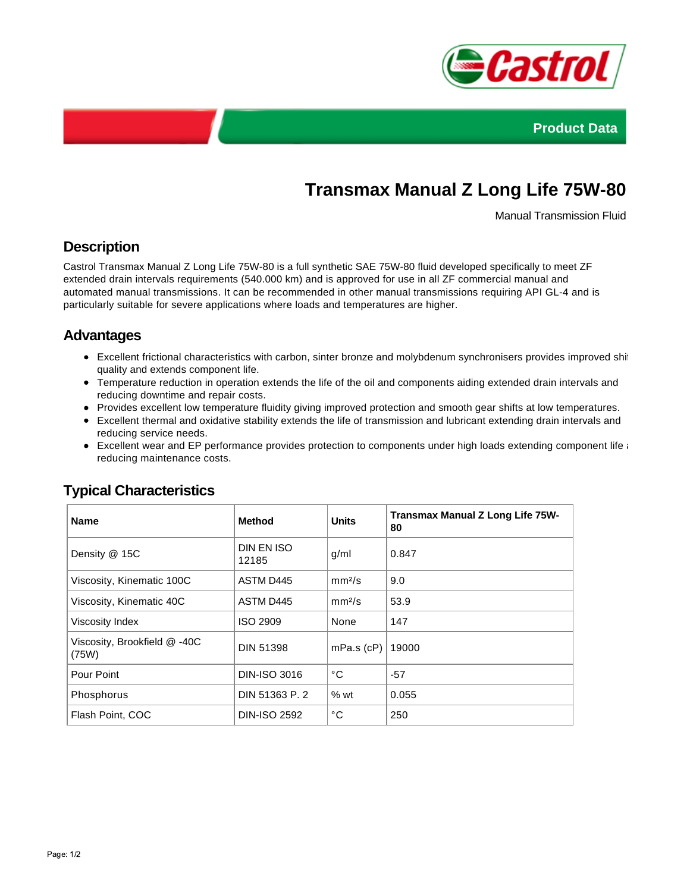Product Data

# Transmax Manual Z Long Life 75W-80

Manual Transmission Fluid

## Description

Castrol Transmax Manual Z Long Life 75W-80 is a full synthetic SAE 75W-80 fluid developed specifically to meet ZF extended drain intervals requirements (540.000 km) and is approved for use in all ZF commercial manual and automated manual transmissions. It can be recommended in other manual transmissions requiring API GL-4 and is particularly suitable for severe applications where loads and temperatures are higher.

## Advantages

- Excellent frictional characteristics with carbon, sinter bronze and molybdenum synchronisers provides improved shi quality and extends component life.
- Temperature reduction in operation extends the life of the oil and components aiding extended drain intervals and reducing downtime and repair costs.
- Provides excellent low temperature fluidity giving improved protection and smooth gear shifts at low temperatures.
- Excellent thermal and oxidative stability extends the life of transmission and lubricant extending drain intervals and reducing service needs.
- Excellent wear and EP performance provides protection to components under high loads extending component life reducing maintenance costs.

## Typical Characteristics

| Name | Method | Units | Transmax Manual Z Long Life 75W-80 |
|---|---|---|---|
| Density @ 15C | DIN EN ISO 12185 | g/ml | 0.847 |
| Viscosity, Kinematic 100C | ASTM D445 | mm²/s | 9.0 |
| Viscosity, Kinematic 40C | ASTM D445 | mm²/s | 53.9 |
| Viscosity Index | ISO 2909 | None | 147 |
| Viscosity, Brookfield @ -40C (75W) | DIN 51398 | mPa.s (cP) | 19000 |
| Pour Point | DIN-ISO 3016 | °C | -57 |
| Phosphorus | DIN 51363 P. 2 | % wt | 0.055 |
| Flash Point, COC | DIN-ISO 2592 | °C | 250 |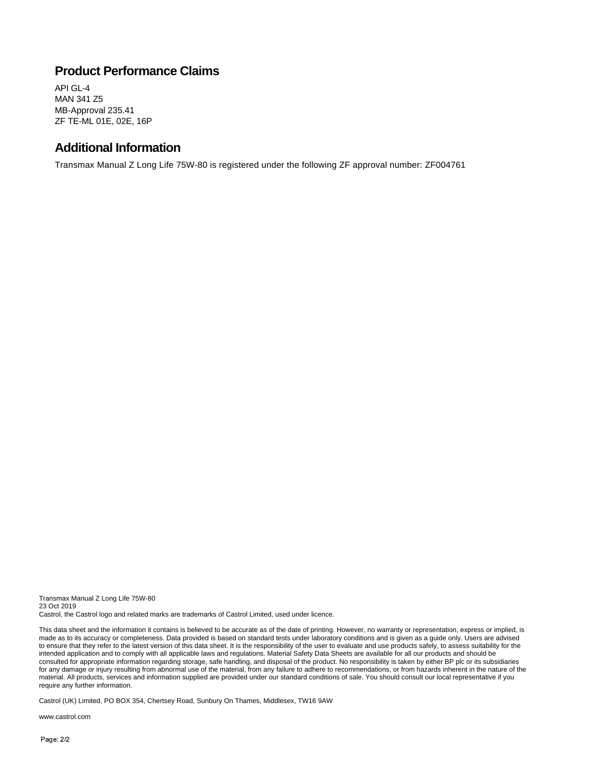## Product Performance Claims

API GL-4
MAN 341 Z5
MB-Approval 235.41
ZF TE-ML 01E, 02E, 16P

## Additional Information

Transmax Manual Z Long Life 75W-80 is registered under the following ZF approval number: ZF004761

Transmax Manual Z Long Life 75W-80
23 Oct 2019
Castrol, the Castrol logo and related marks are trademarks of Castrol Limited, used under licence.

This data sheet and the information it contains is believed to be accurate as of the date of printing. However, no warranty or representation, express or implied, is made as to its accuracy or completeness. Data provided is based on standard tests under laboratory conditions and is given as a guide only. Users are advised to ensure that they refer to the latest version of this data sheet. It is the responsibility of the user to evaluate and use products safely, to assess suitability for the intended application and to comply with all applicable laws and regulations. Material Safety Data Sheets are available for all our products and should be consulted for appropriate information regarding storage, safe handling, and disposal of the product. No responsibility is taken by either BP plc or its subsidiaries for any damage or injury resulting from abnormal use of the material, from any failure to adhere to recommendations, or from hazards inherent in the nature of the material. All products, services and information supplied are provided under our standard conditions of sale. You should consult our local representative if you require any further information.

Castrol (UK) Limited, PO BOX 354, Chertsey Road, Sunbury On Thames, Middlesex, TW16 9AW

www.castrol.com